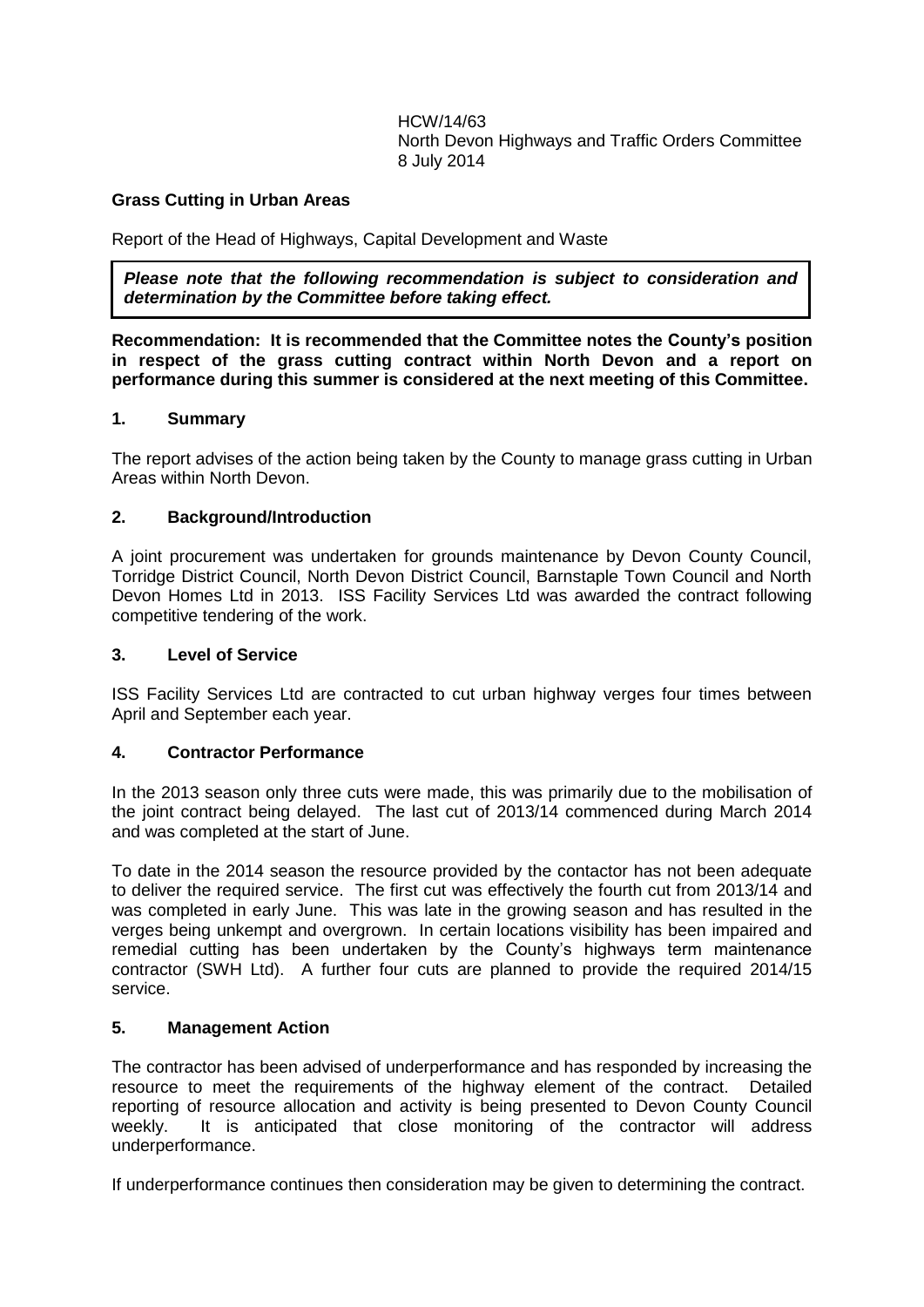HCW/14/63
North Devon Highways and Traffic Orders Committee
8 July 2014

**Grass Cutting in Urban Areas**

Report of the Head of Highways, Capital Development and Waste

> ***Please note that the following recommendation is subject to consideration and determination by the Committee before taking effect.***

**Recommendation: It is recommended that the Committee notes the County's position in respect of the grass cutting contract within North Devon and a report on performance during this summer is considered at the next meeting of this Committee.**

## 1. Summary

The report advises of the action being taken by the County to manage grass cutting in Urban Areas within North Devon.

## 2. Background/Introduction

A joint procurement was undertaken for grounds maintenance by Devon County Council, Torridge District Council, North Devon District Council, Barnstaple Town Council and North Devon Homes Ltd in 2013. ISS Facility Services Ltd was awarded the contract following competitive tendering of the work.

## 3. Level of Service

ISS Facility Services Ltd are contracted to cut urban highway verges four times between April and September each year.

## 4. Contractor Performance

In the 2013 season only three cuts were made, this was primarily due to the mobilisation of the joint contract being delayed. The last cut of 2013/14 commenced during March 2014 and was completed at the start of June.

To date in the 2014 season the resource provided by the contactor has not been adequate to deliver the required service. The first cut was effectively the fourth cut from 2013/14 and was completed in early June. This was late in the growing season and has resulted in the verges being unkempt and overgrown. In certain locations visibility has been impaired and remedial cutting has been undertaken by the County's highways term maintenance contractor (SWH Ltd). A further four cuts are planned to provide the required 2014/15 service.

## 5. Management Action

The contractor has been advised of underperformance and has responded by increasing the resource to meet the requirements of the highway element of the contract. Detailed reporting of resource allocation and activity is being presented to Devon County Council weekly. It is anticipated that close monitoring of the contractor will address underperformance.

If underperformance continues then consideration may be given to determining the contract.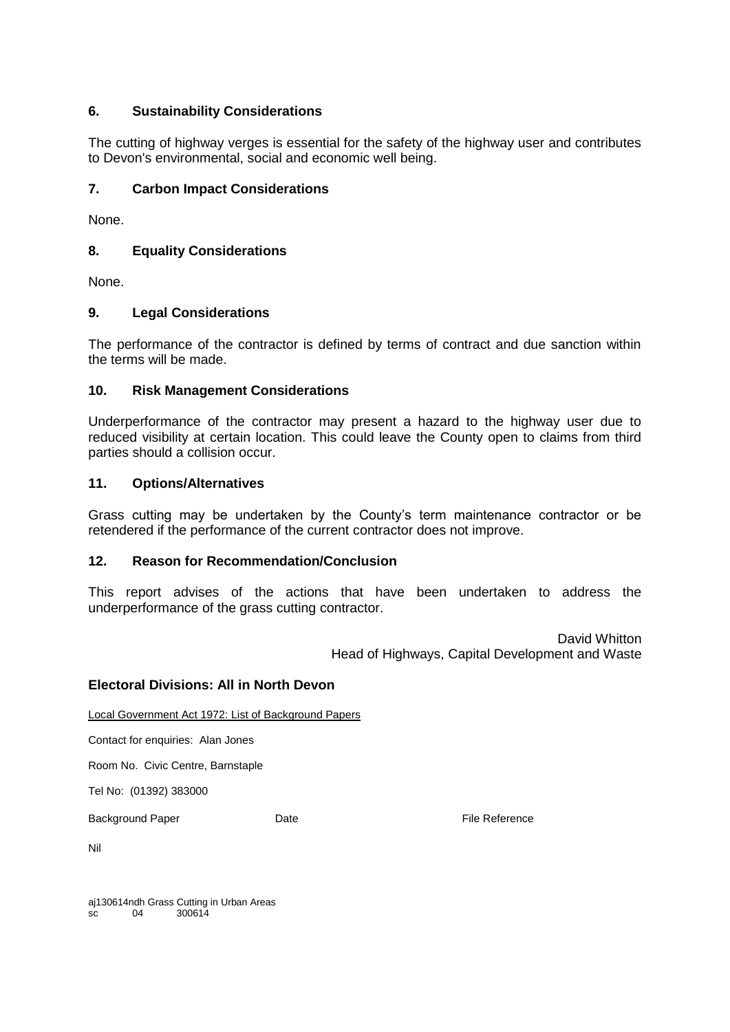### 6. Sustainability Considerations

The cutting of highway verges is essential for the safety of the highway user and contributes to Devon's environmental, social and economic well being.

### 7. Carbon Impact Considerations

None.

### 8. Equality Considerations

None.

### 9. Legal Considerations

The performance of the contractor is defined by terms of contract and due sanction within the terms will be made.

### 10. Risk Management Considerations

Underperformance of the contractor may present a hazard to the highway user due to reduced visibility at certain location. This could leave the County open to claims from third parties should a collision occur.

### 11. Options/Alternatives

Grass cutting may be undertaken by the County's term maintenance contractor or be retendered if the performance of the current contractor does not improve.

### 12. Reason for Recommendation/Conclusion

This report advises of the actions that have been undertaken to address the underperformance of the grass cutting contractor.

David Whitton
Head of Highways, Capital Development and Waste

**Electoral Divisions: All in North Devon**

Local Government Act 1972: List of Background Papers

Contact for enquiries: Alan Jones

Room No. Civic Centre, Barnstaple

Tel No: (01392) 383000

| Background Paper | Date | File Reference |
|---|---|---|
| Nil | | |

aj130614ndh Grass Cutting in Urban Areas
sc 04 300614